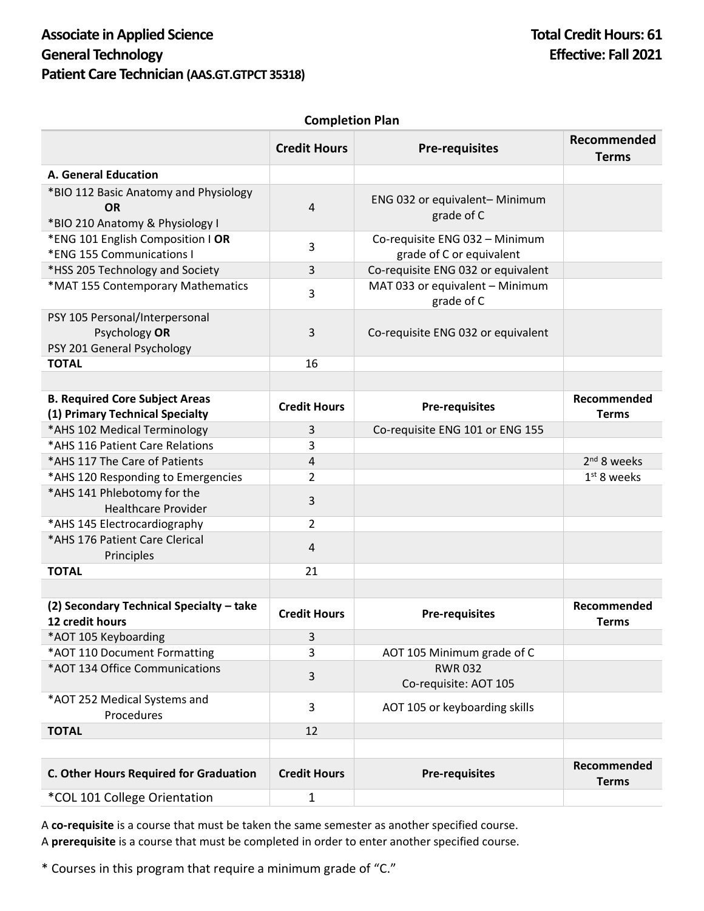# Associate in Applied Science
# General Technology
# Patient Care Technician (AAS.GT.GTPCT 35318)

**Total Credit Hours: 61**
**Effective: Fall 2021**

**Completion Plan**

| | Credit Hours | Pre-requisites | Recommended Terms |
|---|---|---|---|
| **A. General Education** | | | |
| *BIO 112 Basic Anatomy and Physiology **OR** *BIO 210 Anatomy & Physiology I | 4 | ENG 032 or equivalent– Minimum grade of C | |
| *ENG 101 English Composition I **OR** *ENG 155 Communications I | 3 | Co-requisite ENG 032 – Minimum grade of C or equivalent | |
| *HSS 205 Technology and Society | 3 | Co-requisite ENG 032 or equivalent | |
| *MAT 155 Contemporary Mathematics | 3 | MAT 033 or equivalent – Minimum grade of C | |
| PSY 105 Personal/Interpersonal Psychology **OR** PSY 201 General Psychology | 3 | Co-requisite ENG 032 or equivalent | |
| **TOTAL** | 16 | | |
| | | | |
| **B. Required Core Subject Areas (1) Primary Technical Specialty** | **Credit Hours** | **Pre-requisites** | **Recommended Terms** |
| *AHS 102 Medical Terminology | 3 | Co-requisite ENG 101 or ENG 155 | |
| *AHS 116 Patient Care Relations | 3 | | |
| *AHS 117 The Care of Patients | 4 | | 2nd 8 weeks |
| *AHS 120 Responding to Emergencies | 2 | | 1st 8 weeks |
| *AHS 141 Phlebotomy for the Healthcare Provider | 3 | | |
| *AHS 145 Electrocardiography | 2 | | |
| *AHS 176 Patient Care Clerical Principles | 4 | | |
| **TOTAL** | 21 | | |
| | | | |
| **(2) Secondary Technical Specialty – take 12 credit hours** | **Credit Hours** | **Pre-requisites** | **Recommended Terms** |
| *AOT 105 Keyboarding | 3 | | |
| *AOT 110 Document Formatting | 3 | AOT 105 Minimum grade of C | |
| *AOT 134 Office Communications | 3 | RWR 032 Co-requisite: AOT 105 | |
| *AOT 252 Medical Systems and Procedures | 3 | AOT 105 or keyboarding skills | |
| **TOTAL** | 12 | | |
| | | | |
| **C. Other Hours Required for Graduation** | **Credit Hours** | **Pre-requisites** | **Recommended Terms** |
| *COL 101 College Orientation | 1 | | |

A **co-requisite** is a course that must be taken the same semester as another specified course.
A **prerequisite** is a course that must be completed in order to enter another specified course.

* Courses in this program that require a minimum grade of "C."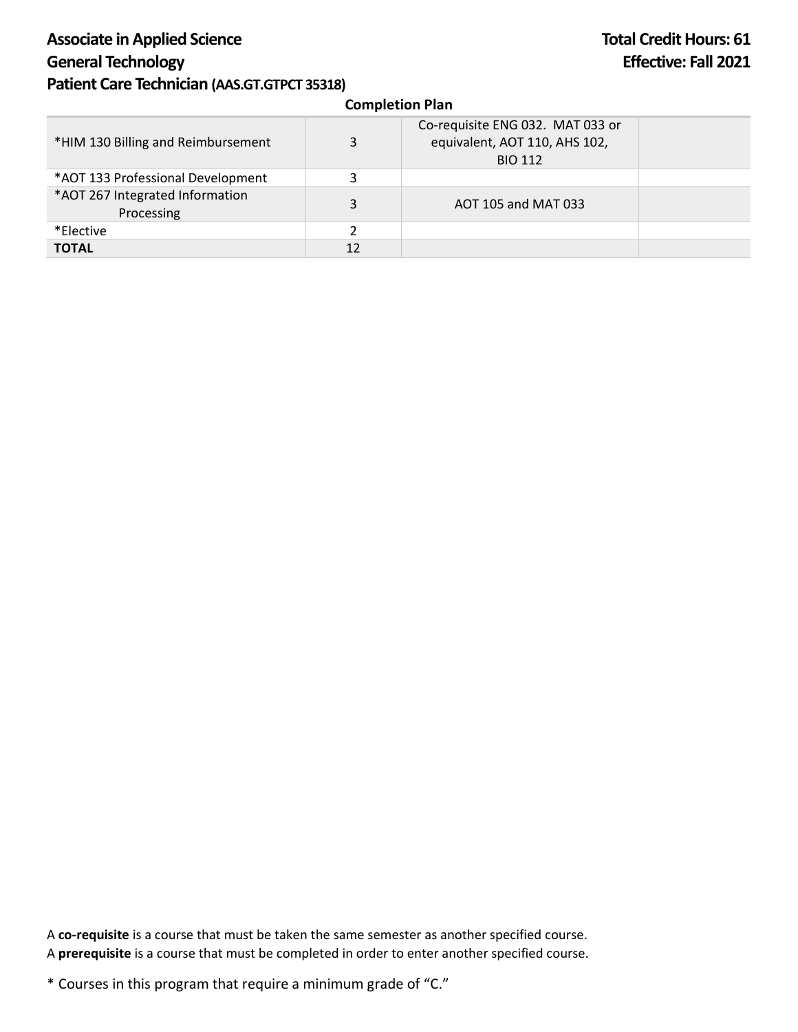# Associate in Applied Science
# General Technology
# Patient Care Technician (AAS.GT.GTPCT 35318)

**Total Credit Hours: 61**
**Effective: Fall 2021**

**Completion Plan**

| | | | |
|---|---|---|---|
| *HIM 130 Billing and Reimbursement | 3 | Co-requisite ENG 032. MAT 033 or equivalent, AOT 110, AHS 102, BIO 112 | |
| *AOT 133 Professional Development | 3 | | |
| *AOT 267 Integrated Information Processing | 3 | AOT 105 and MAT 033 | |
| *Elective | 2 | | |
| **TOTAL** | 12 | | |

A **co-requisite** is a course that must be taken the same semester as another specified course.
A **prerequisite** is a course that must be completed in order to enter another specified course.

* Courses in this program that require a minimum grade of "C."